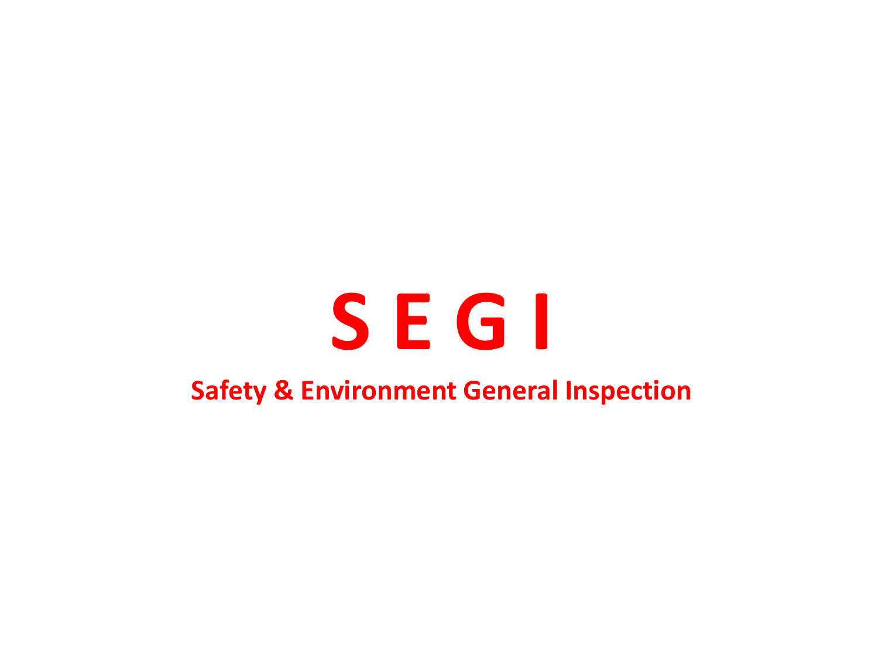# S E G I

**Safety & Environment General Inspection**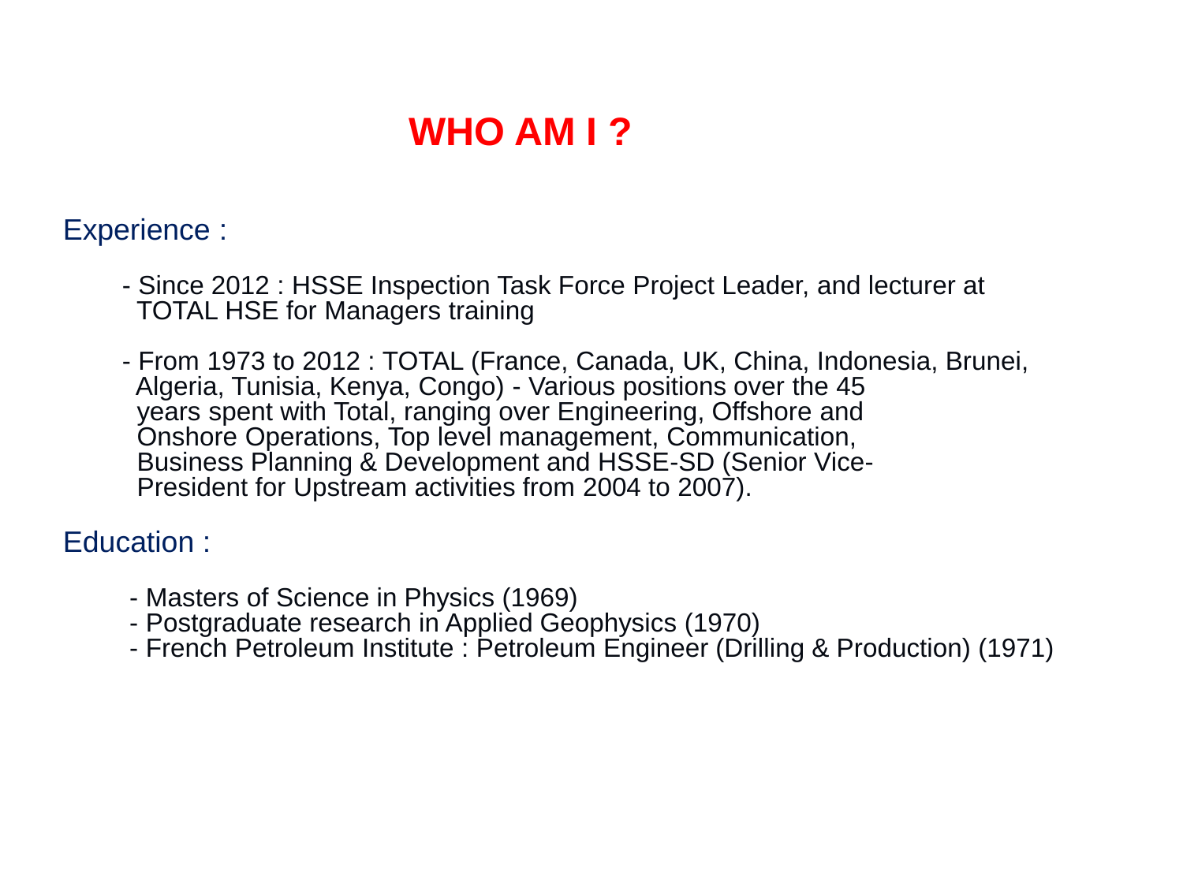# WHO AM I ?

Experience :

- Since 2012 : HSSE Inspection Task Force Project Leader, and lecturer at TOTAL HSE for Managers training

- From 1973 to 2012 : TOTAL (France, Canada, UK, China, Indonesia, Brunei, Algeria, Tunisia, Kenya, Congo) - Various positions over the 45 years spent with Total, ranging over Engineering, Offshore and Onshore Operations, Top level management, Communication, Business Planning & Development and HSSE-SD (Senior Vice-President for Upstream activities from 2004 to 2007).

Education :

- Masters of Science in Physics (1969)
- Postgraduate research in Applied Geophysics (1970)
- French Petroleum Institute : Petroleum Engineer (Drilling & Production) (1971)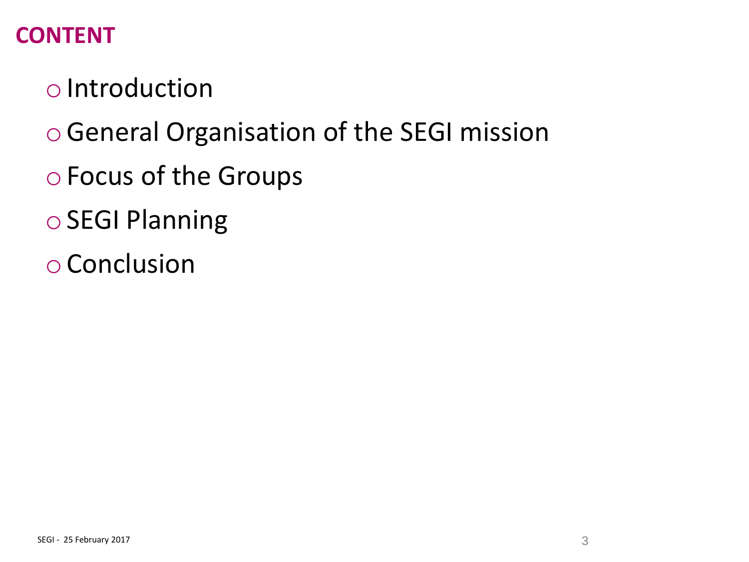## CONTENT

- Introduction
- General Organisation of the SEGI mission
- Focus of the Groups
- SEGI Planning
- Conclusion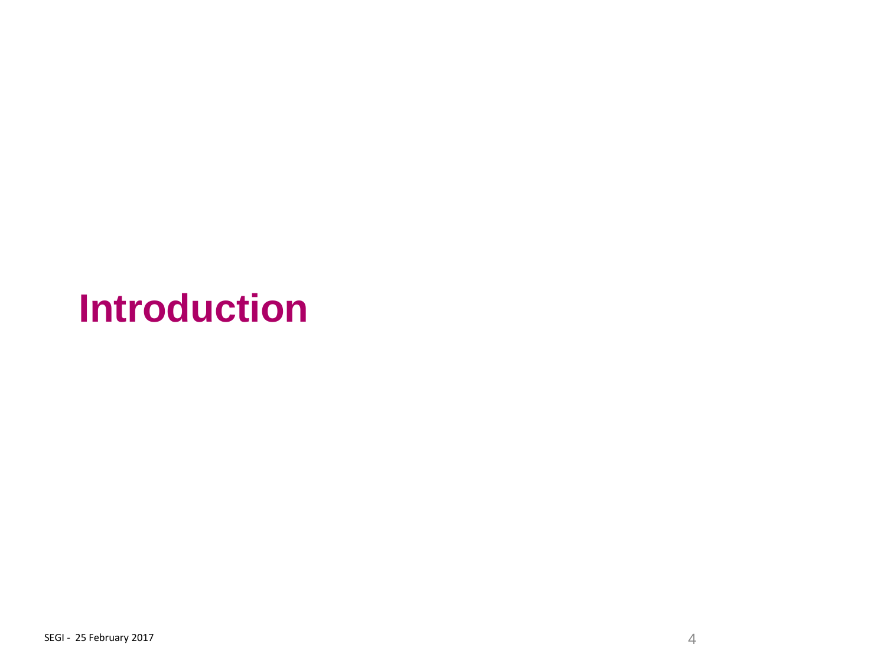# Introduction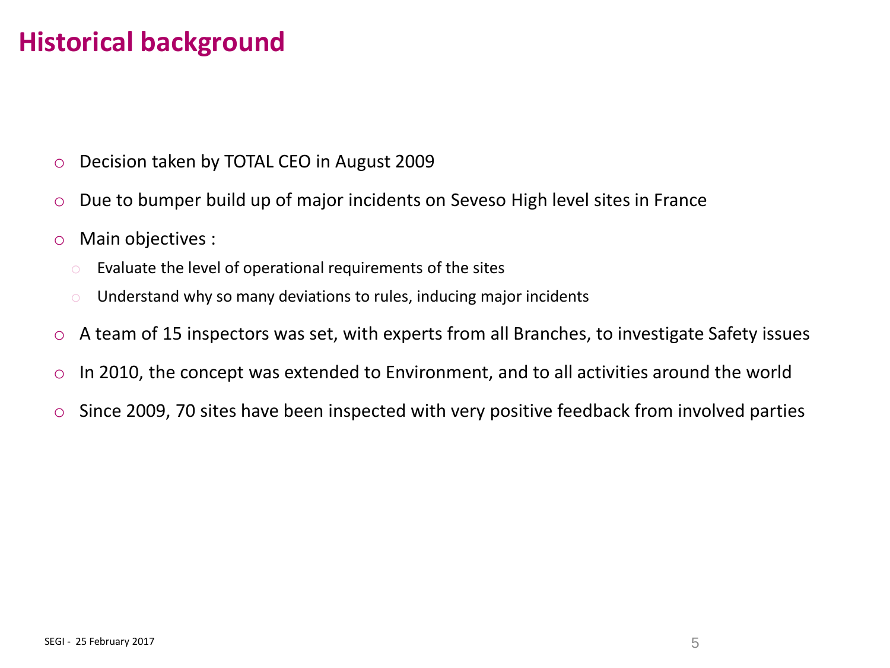# Historical background

- Decision taken by TOTAL CEO in August 2009
- Due to bumper build up of major incidents on Seveso High level sites in France
- Main objectives :
  - Evaluate the level of operational requirements of the sites
  - Understand why so many deviations to rules, inducing major incidents
- A team of 15 inspectors was set, with experts from all Branches, to investigate Safety issues
- In 2010, the concept was extended to Environment, and to all activities around the world
- Since 2009, 70 sites have been inspected with very positive feedback from involved parties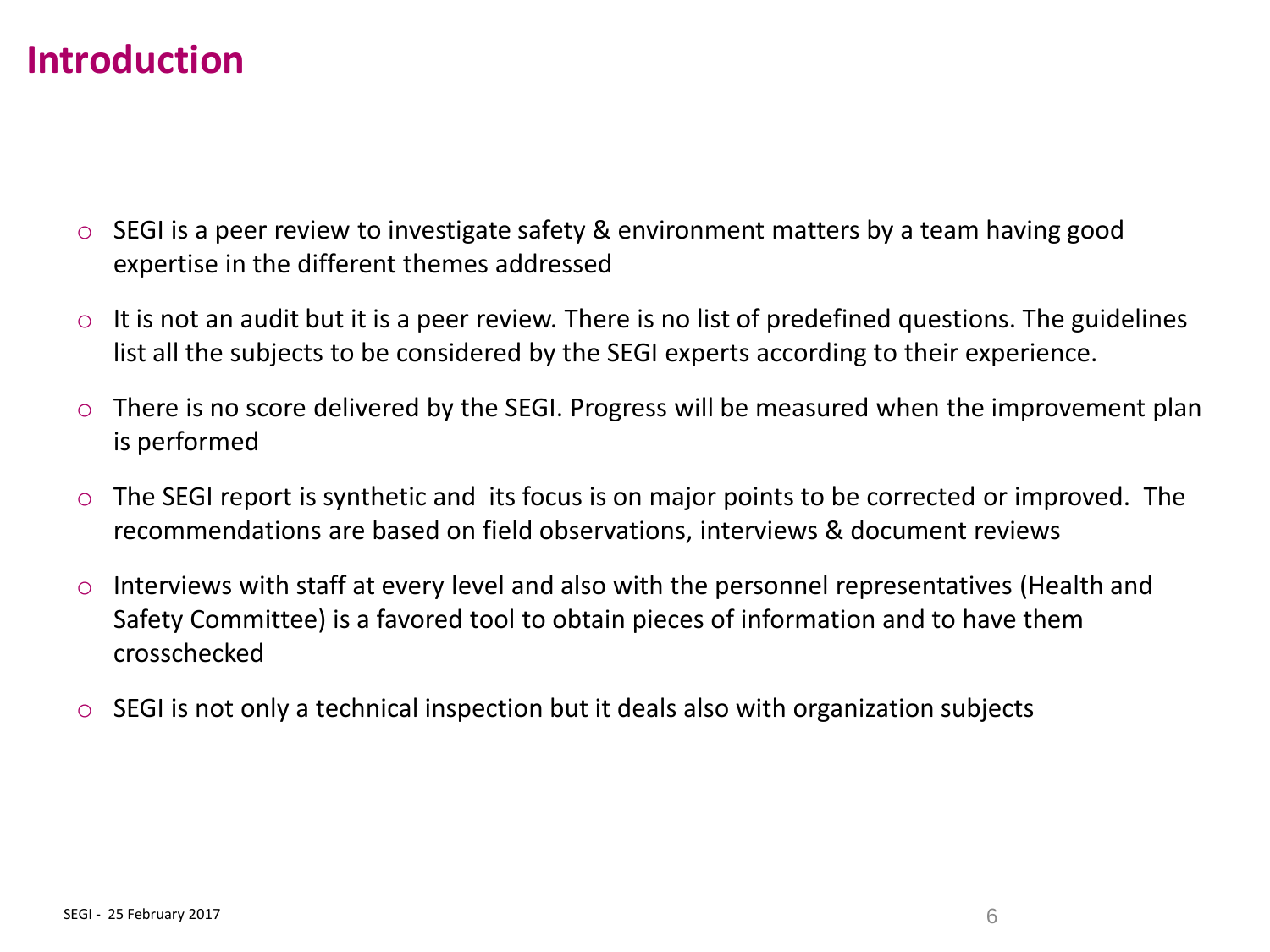# Introduction

- SEGI is a peer review to investigate safety & environment matters by a team having good expertise in the different themes addressed
- It is not an audit but it is a peer review. There is no list of predefined questions. The guidelines list all the subjects to be considered by the SEGI experts according to their experience.
- There is no score delivered by the SEGI. Progress will be measured when the improvement plan is performed
- The SEGI report is synthetic and its focus is on major points to be corrected or improved. The recommendations are based on field observations, interviews & document reviews
- Interviews with staff at every level and also with the personnel representatives (Health and Safety Committee) is a favored tool to obtain pieces of information and to have them crosschecked
- SEGI is not only a technical inspection but it deals also with organization subjects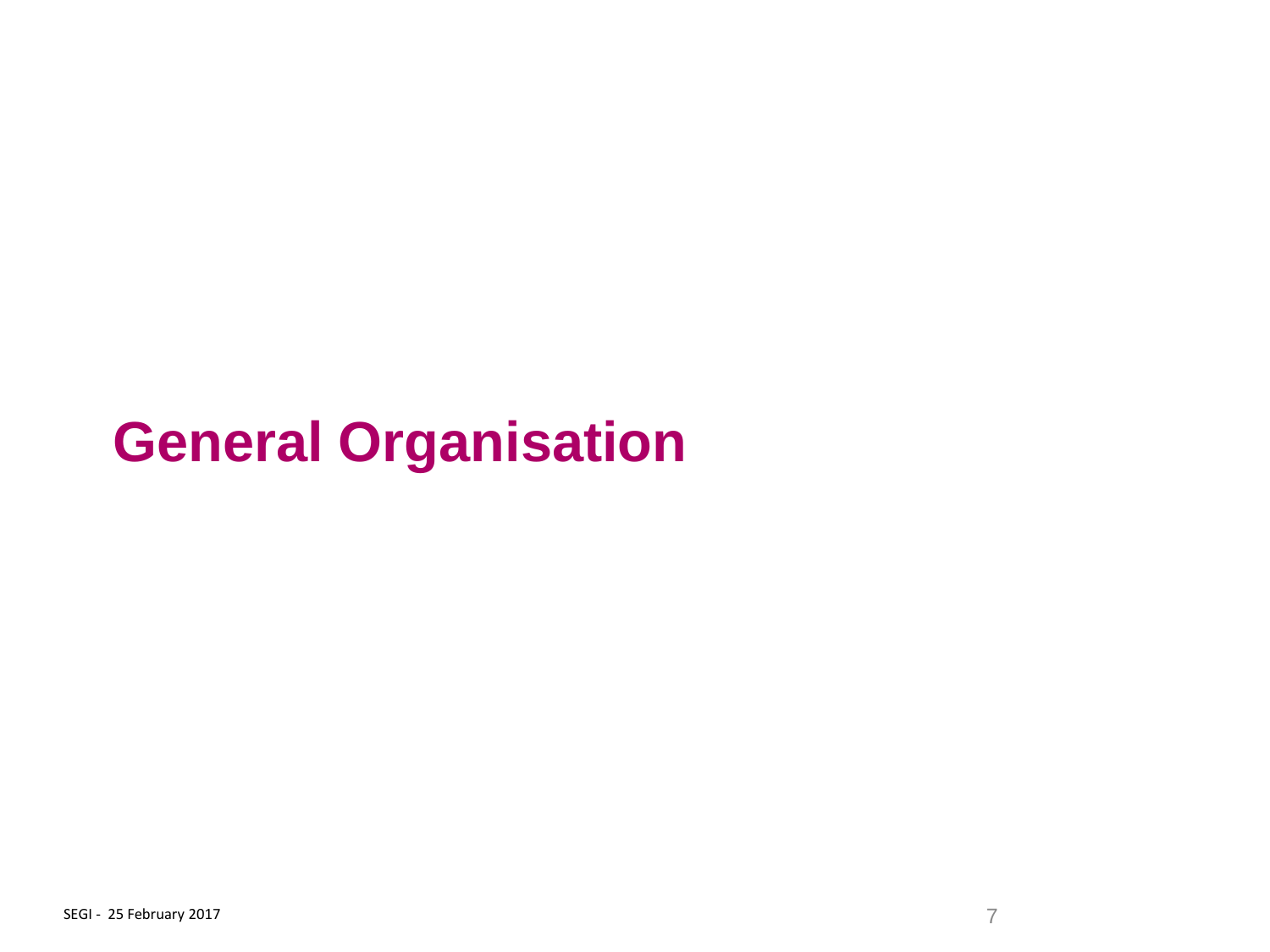# General Organisation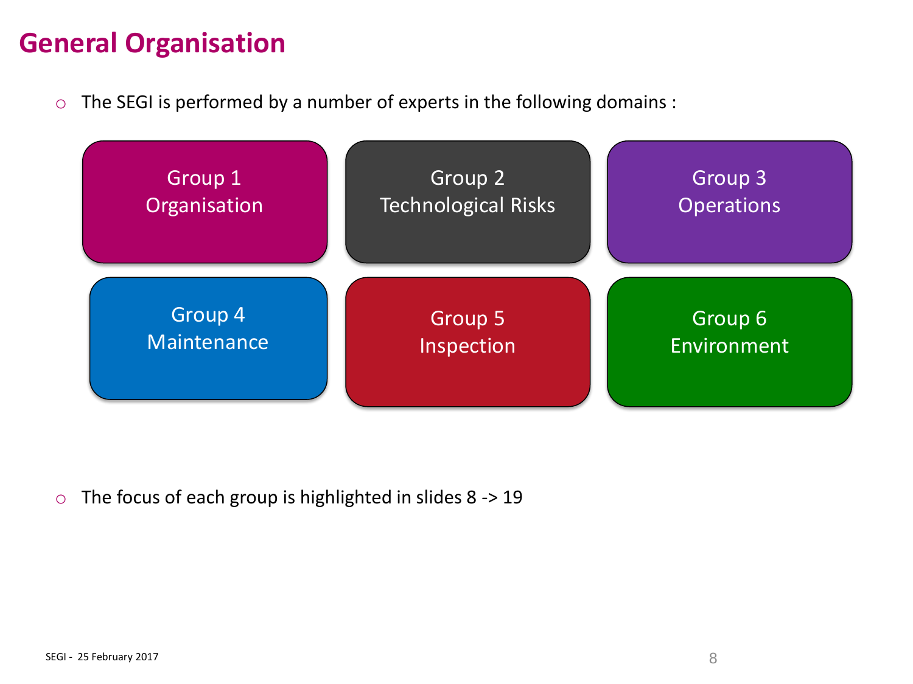# General Organisation

- The SEGI is performed by a number of experts in the following domains :

| | | |
|---|---|---|
| Group 1 Organisation | Group 2 Technological Risks | Group 3 Operations |
| Group 4 Maintenance | Group 5 Inspection | Group 6 Environment |

- The focus of each group is highlighted in slides 8 -> 19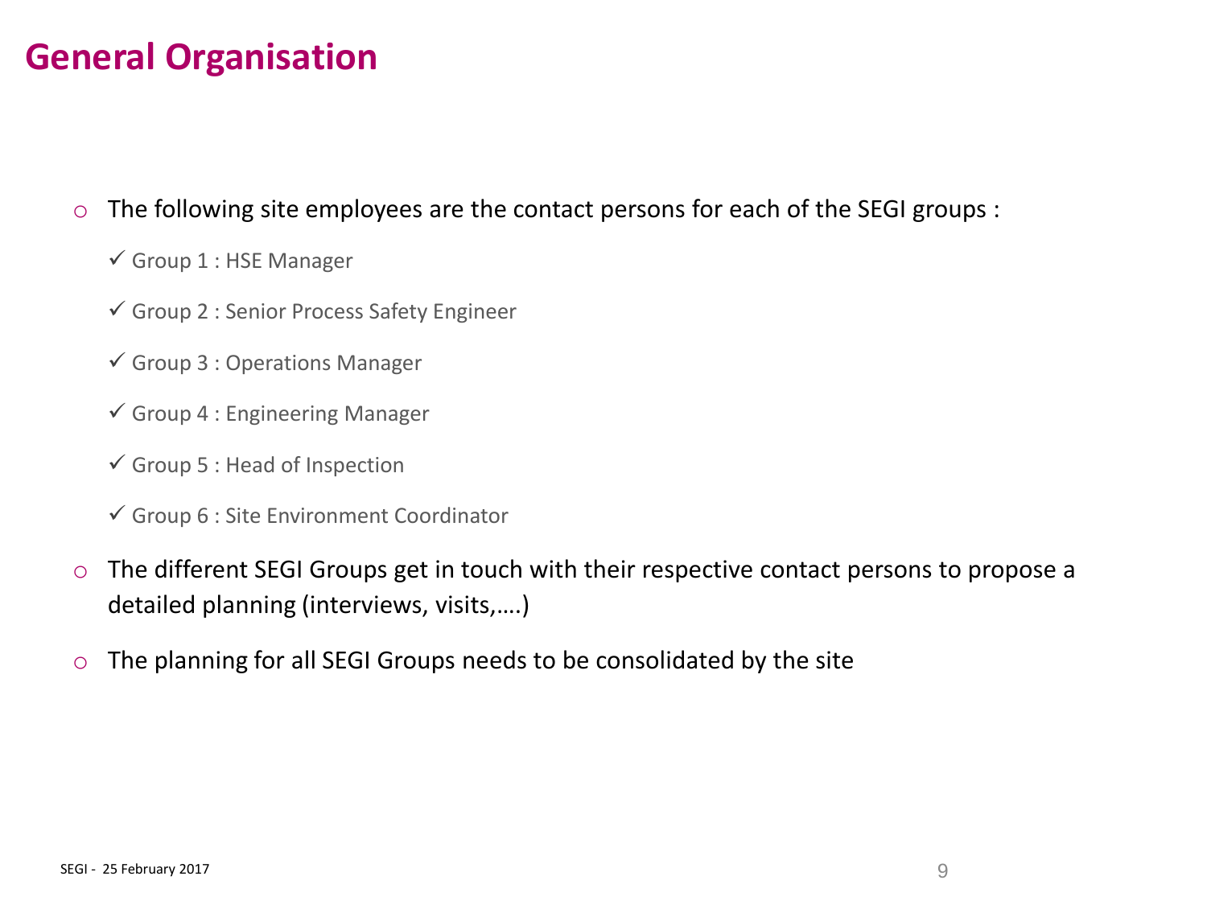# General Organisation

- The following site employees are the contact persons for each of the SEGI groups :
  - ✓ Group 1 : HSE Manager
  - ✓ Group 2 : Senior Process Safety Engineer
  - ✓ Group 3 : Operations Manager
  - ✓ Group 4 : Engineering Manager
  - ✓ Group 5 : Head of Inspection
  - ✓ Group 6 : Site Environment Coordinator
- The different SEGI Groups get in touch with their respective contact persons to propose a detailed planning (interviews, visits,….)
- The planning for all SEGI Groups needs to be consolidated by the site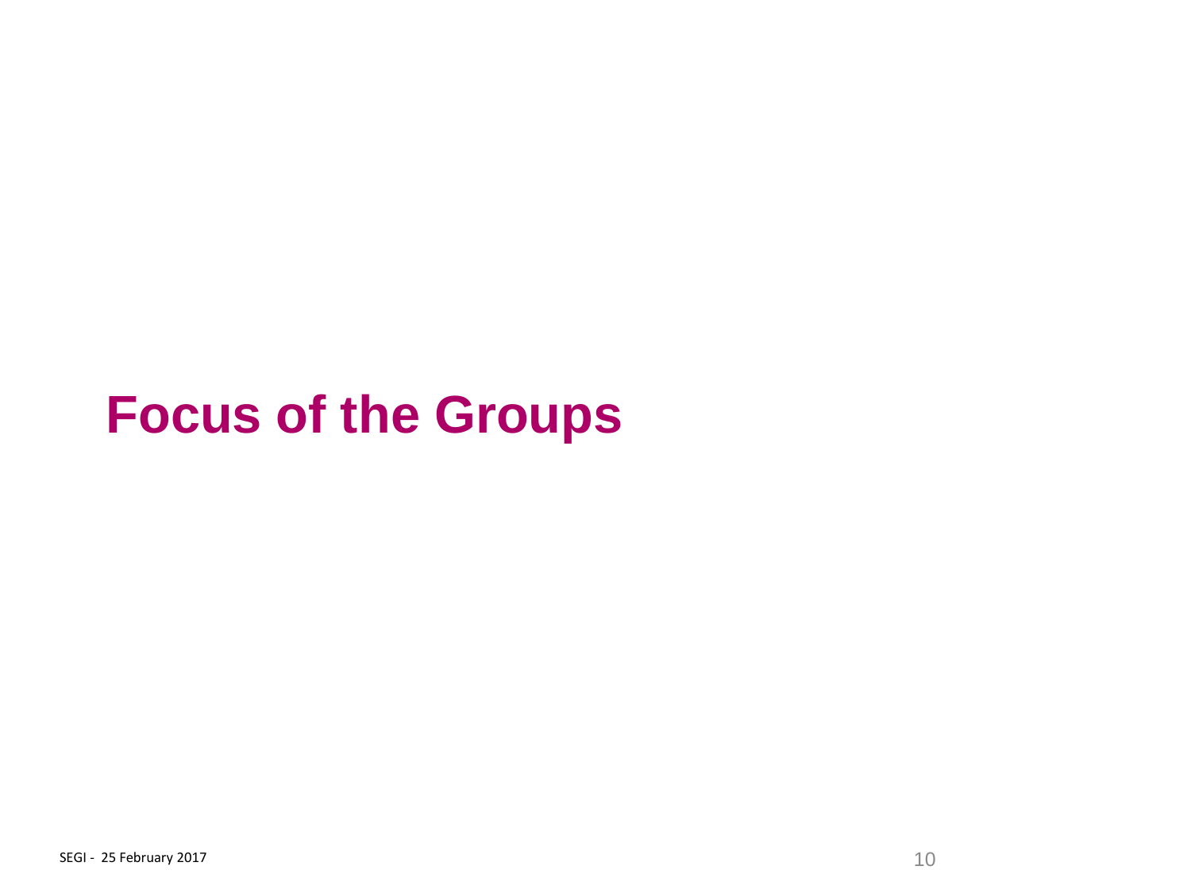# Focus of the Groups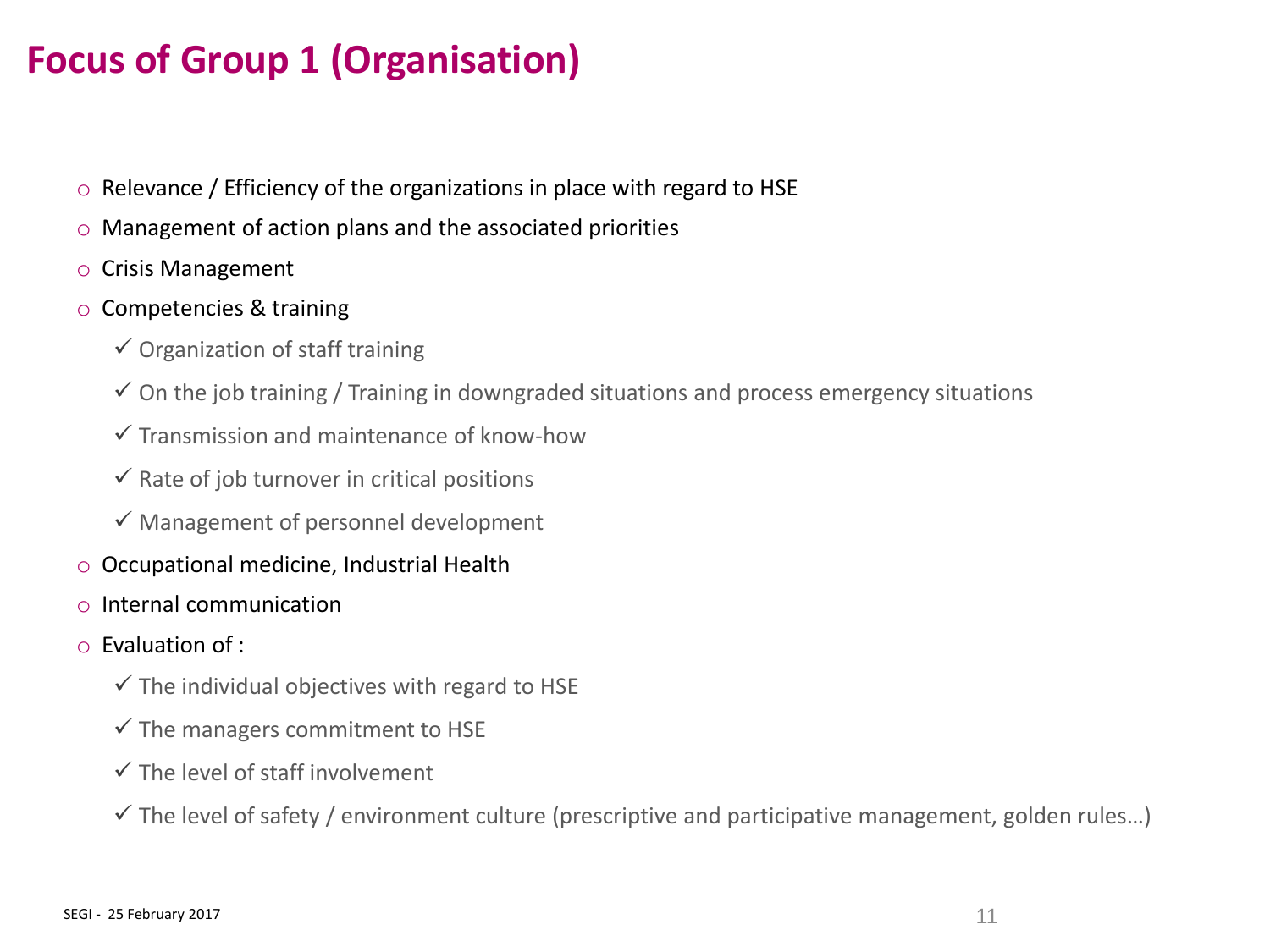# Focus of Group 1 (Organisation)

- Relevance / Efficiency of the organizations in place with regard to HSE
- Management of action plans and the associated priorities
- Crisis Management
- Competencies & training
  - ✓ Organization of staff training
  - ✓ On the job training / Training in downgraded situations and process emergency situations
  - ✓ Transmission and maintenance of know-how
  - ✓ Rate of job turnover in critical positions
  - ✓ Management of personnel development
- Occupational medicine, Industrial Health
- Internal communication
- Evaluation of :
  - ✓ The individual objectives with regard to HSE
  - ✓ The managers commitment to HSE
  - ✓ The level of staff involvement
  - ✓ The level of safety / environment culture (prescriptive and participative management, golden rules…)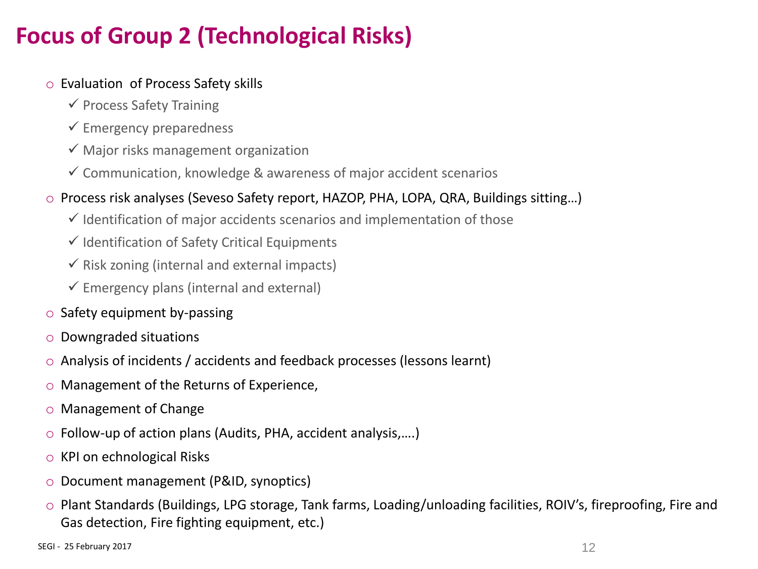# Focus of Group 2 (Technological Risks)

- Evaluation of Process Safety skills
  - ✓ Process Safety Training
  - ✓ Emergency preparedness
  - ✓ Major risks management organization
  - ✓ Communication, knowledge & awareness of major accident scenarios
- Process risk analyses (Seveso Safety report, HAZOP, PHA, LOPA, QRA, Buildings sitting…)
  - ✓ Identification of major accidents scenarios and implementation of those
  - ✓ Identification of Safety Critical Equipments
  - ✓ Risk zoning (internal and external impacts)
  - ✓ Emergency plans (internal and external)
- Safety equipment by-passing
- Downgraded situations
- Analysis of incidents / accidents and feedback processes (lessons learnt)
- Management of the Returns of Experience,
- Management of Change
- Follow-up of action plans (Audits, PHA, accident analysis,….)
- KPI on echnological Risks
- Document management (P&ID, synoptics)
- Plant Standards (Buildings, LPG storage, Tank farms, Loading/unloading facilities, ROIV's, fireproofing, Fire and Gas detection, Fire fighting equipment, etc.)

SEGI - 25 February 2017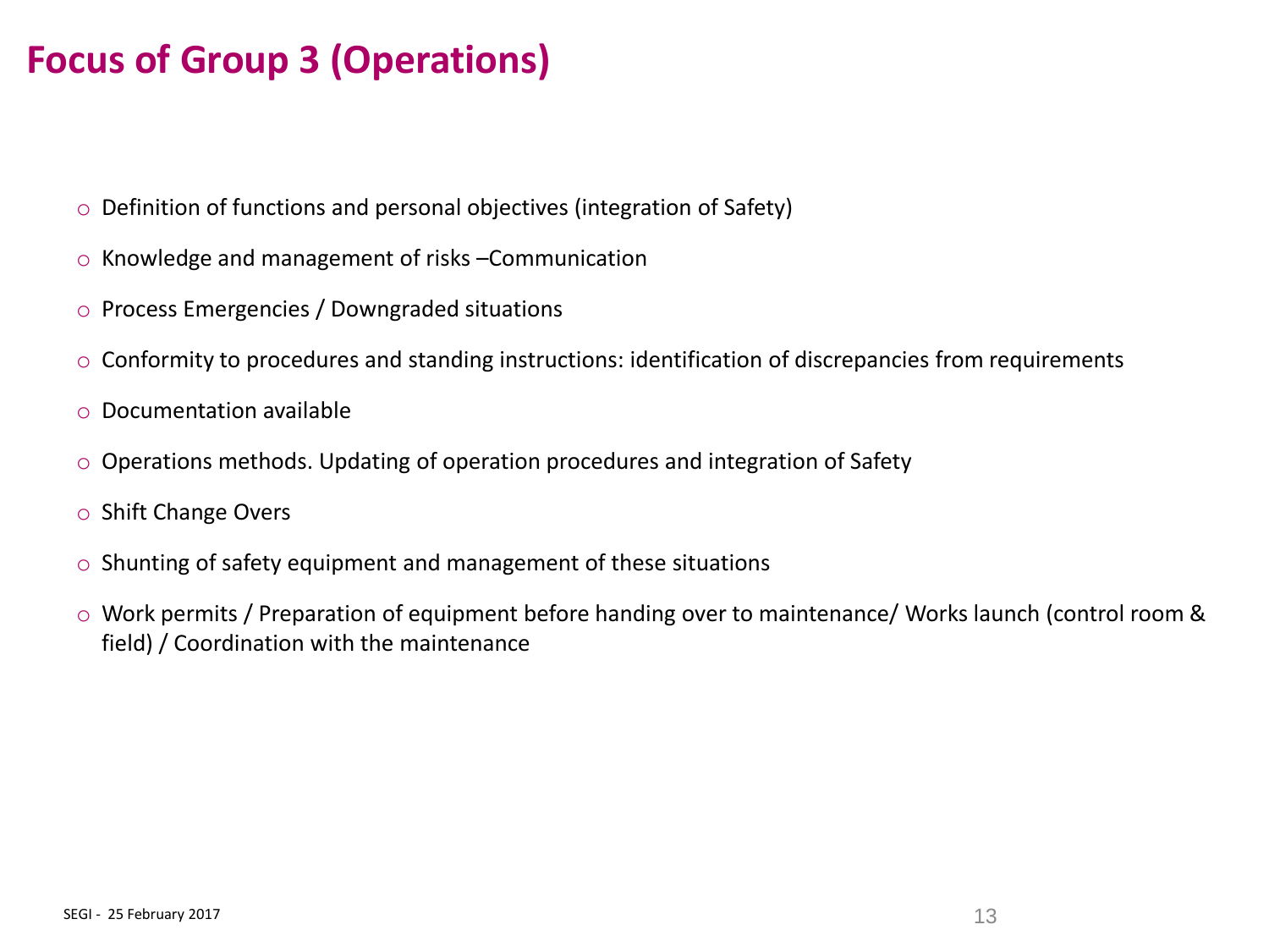# Focus of Group 3 (Operations)

- Definition of functions and personal objectives (integration of Safety)
- Knowledge and management of risks –Communication
- Process Emergencies / Downgraded situations
- Conformity to procedures and standing instructions: identification of discrepancies from requirements
- Documentation available
- Operations methods. Updating of operation procedures and integration of Safety
- Shift Change Overs
- Shunting of safety equipment and management of these situations
- Work permits / Preparation of equipment before handing over to maintenance/ Works launch (control room & field) / Coordination with the maintenance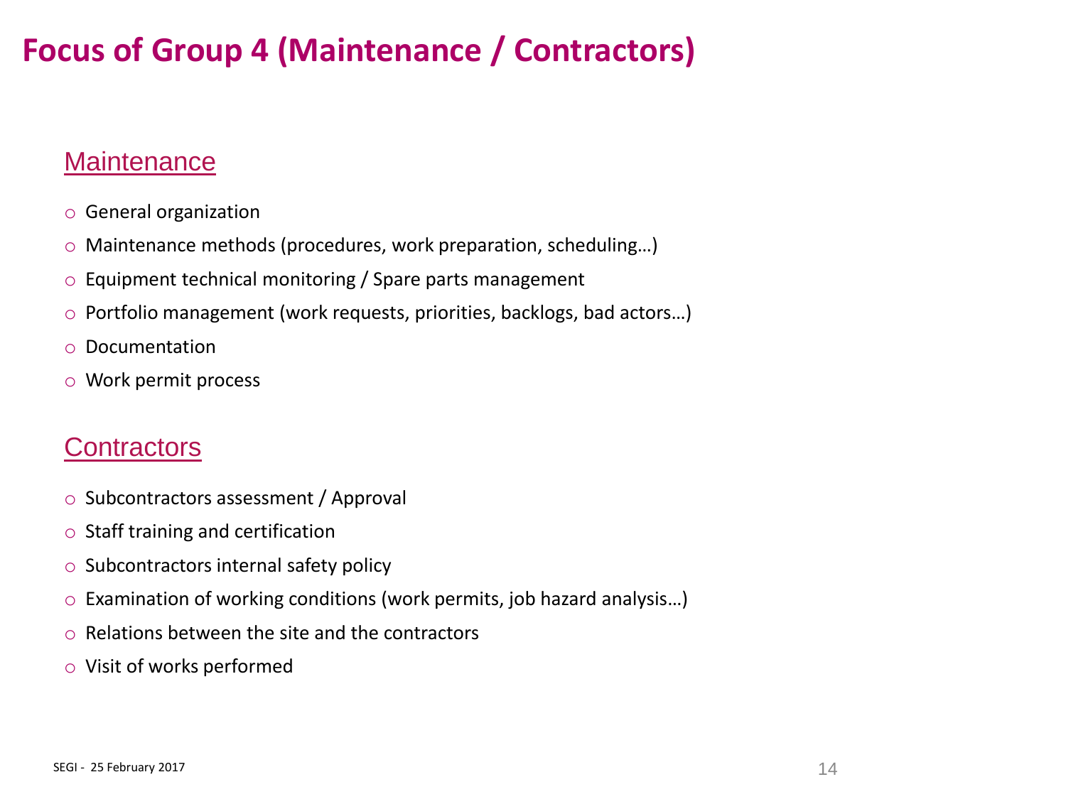# Focus of Group 4 (Maintenance / Contractors)

## Maintenance

- General organization
- Maintenance methods (procedures, work preparation, scheduling…)
- Equipment technical monitoring / Spare parts management
- Portfolio management (work requests, priorities, backlogs, bad actors…)
- Documentation
- Work permit process

## Contractors

- Subcontractors assessment / Approval
- Staff training and certification
- Subcontractors internal safety policy
- Examination of working conditions (work permits, job hazard analysis…)
- Relations between the site and the contractors
- Visit of works performed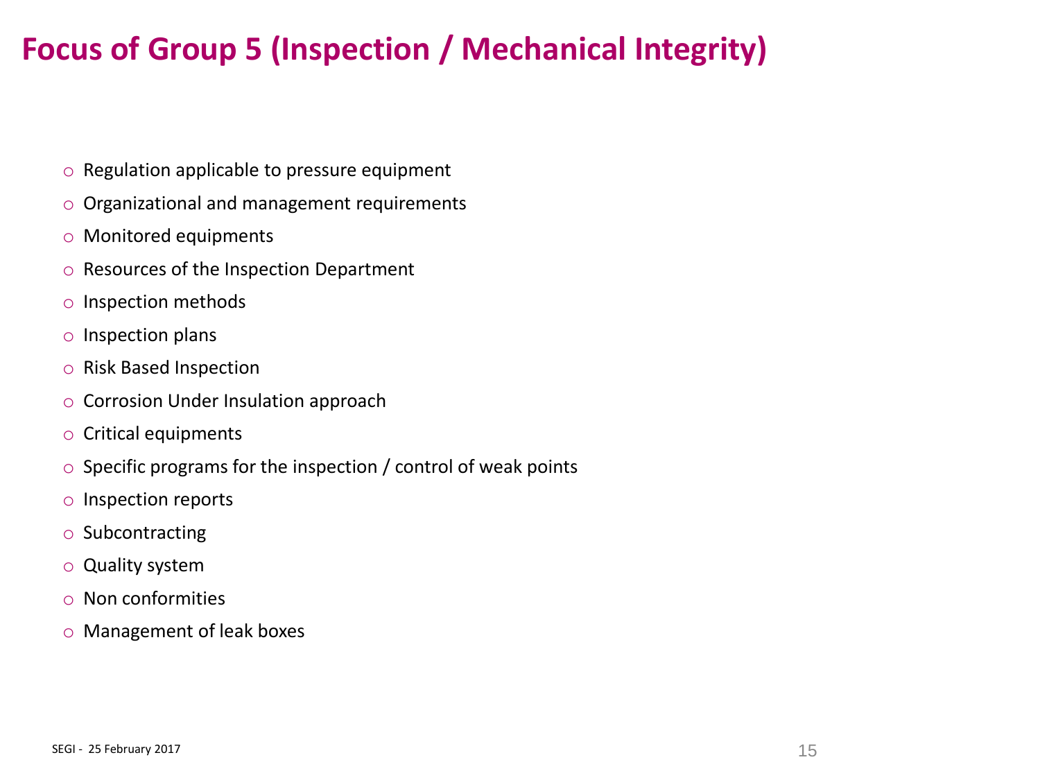# Focus of Group 5 (Inspection / Mechanical Integrity)

- Regulation applicable to pressure equipment
- Organizational and management requirements
- Monitored equipments
- Resources of the Inspection Department
- Inspection methods
- Inspection plans
- Risk Based Inspection
- Corrosion Under Insulation approach
- Critical equipments
- Specific programs for the inspection / control of weak points
- Inspection reports
- Subcontracting
- Quality system
- Non conformities
- Management of leak boxes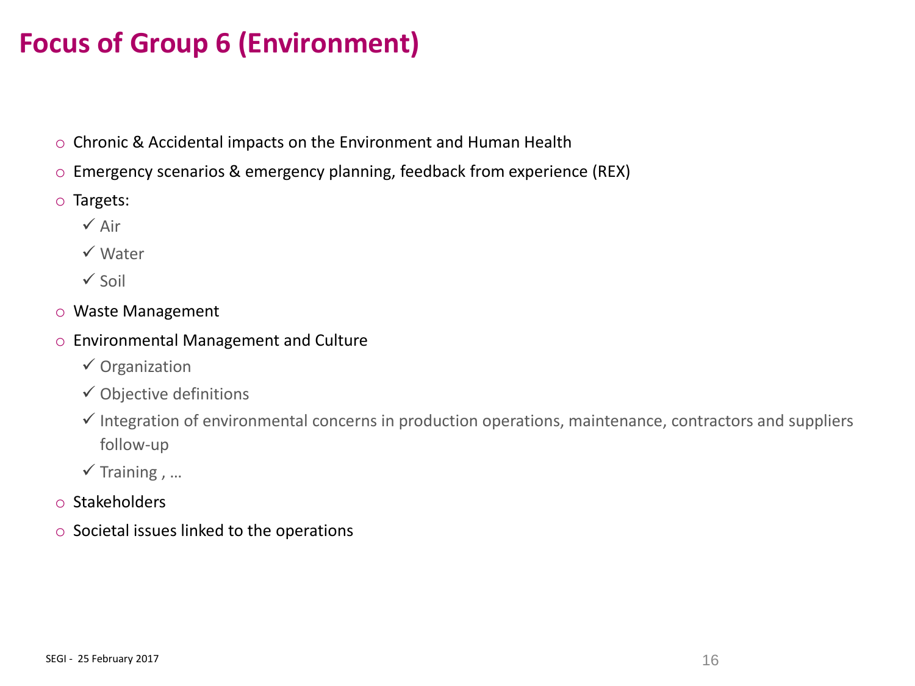# Focus of Group 6 (Environment)

- Chronic & Accidental impacts on the Environment and Human Health
- Emergency scenarios & emergency planning, feedback from experience (REX)
- Targets:
  - ✓ Air
  - ✓ Water
  - ✓ Soil
- Waste Management
- Environmental Management and Culture
  - ✓ Organization
  - ✓ Objective definitions
  - ✓ Integration of environmental concerns in production operations, maintenance, contractors and suppliers follow-up
  - ✓ Training , …
- Stakeholders
- Societal issues linked to the operations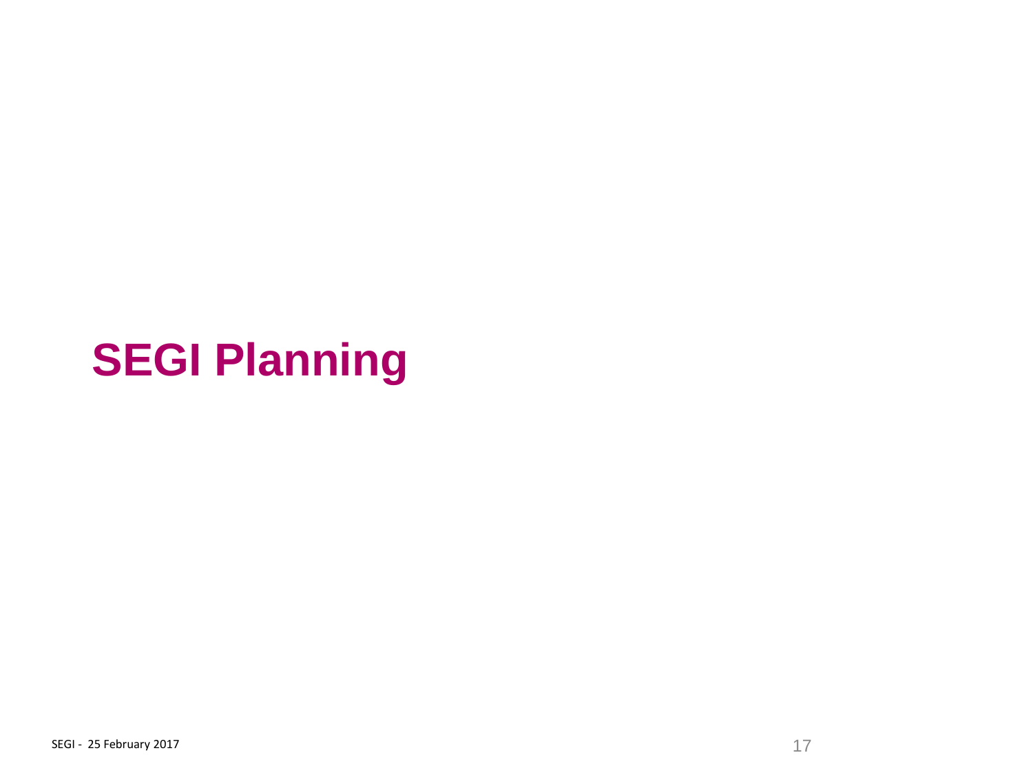# SEGI Planning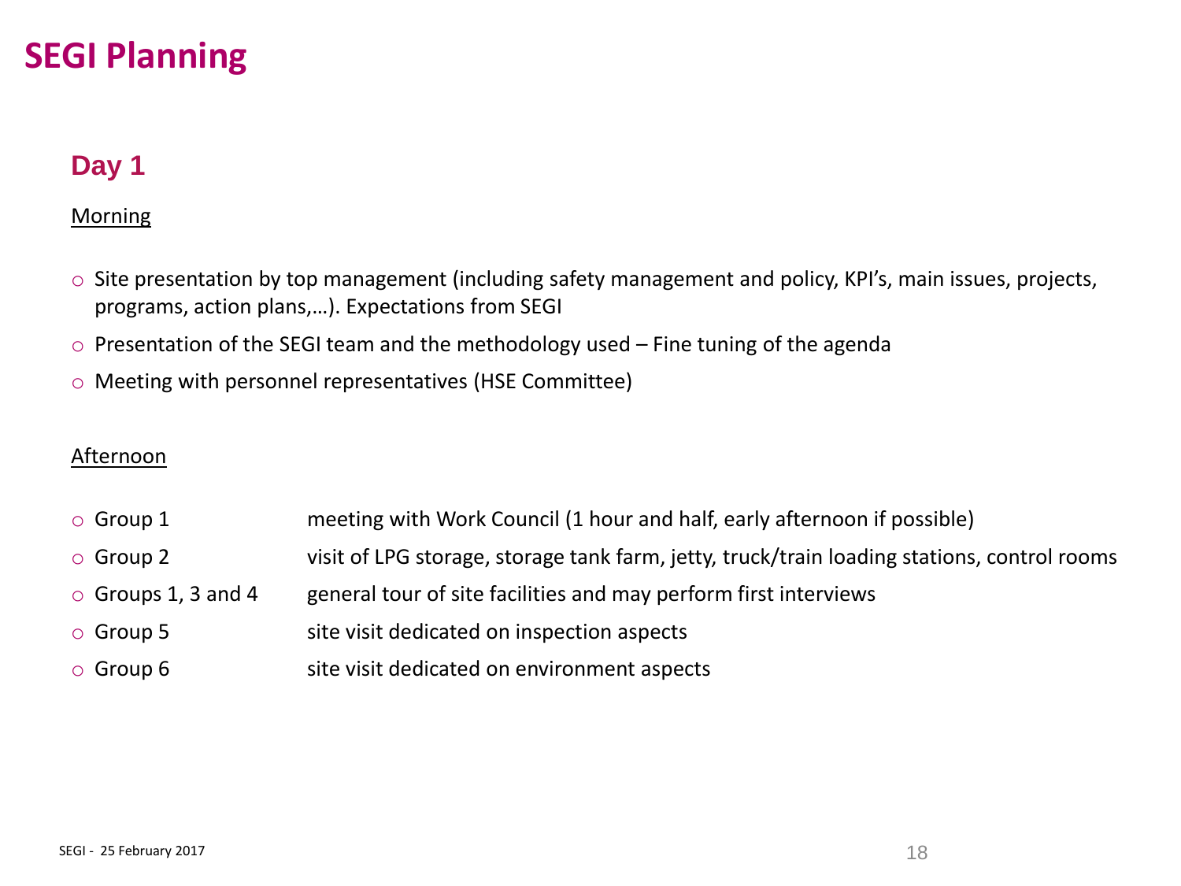# SEGI Planning

## Day 1

Morning

- Site presentation by top management (including safety management and policy, KPI's, main issues, projects, programs, action plans,…). Expectations from SEGI
- Presentation of the SEGI team and the methodology used – Fine tuning of the agenda
- Meeting with personnel representatives (HSE Committee)

Afternoon

- Group 1 — meeting with Work Council (1 hour and half, early afternoon if possible)
- Group 2 — visit of LPG storage, storage tank farm, jetty, truck/train loading stations, control rooms
- Groups 1, 3 and 4 — general tour of site facilities and may perform first interviews
- Group 5 — site visit dedicated on inspection aspects
- Group 6 — site visit dedicated on environment aspects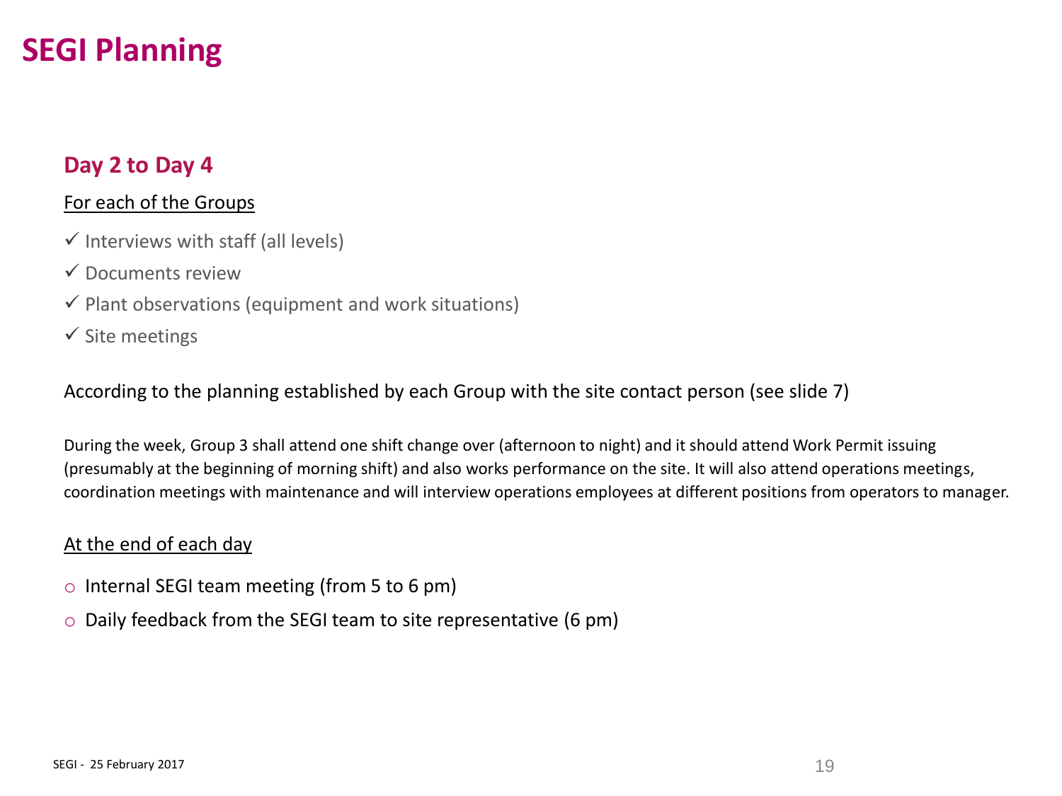# SEGI Planning

## Day 2 to Day 4

For each of the Groups

- ✓ Interviews with staff (all levels)
- ✓ Documents review
- ✓ Plant observations (equipment and work situations)
- ✓ Site meetings

According to the planning established by each Group with the site contact person (see slide 7)

During the week, Group 3 shall attend one shift change over (afternoon to night) and it should attend Work Permit issuing (presumably at the beginning of morning shift) and also works performance on the site. It will also attend operations meetings, coordination meetings with maintenance and will interview operations employees at different positions from operators to manager.

At the end of each day

- Internal SEGI team meeting (from 5 to 6 pm)
- Daily feedback from the SEGI team to site representative (6 pm)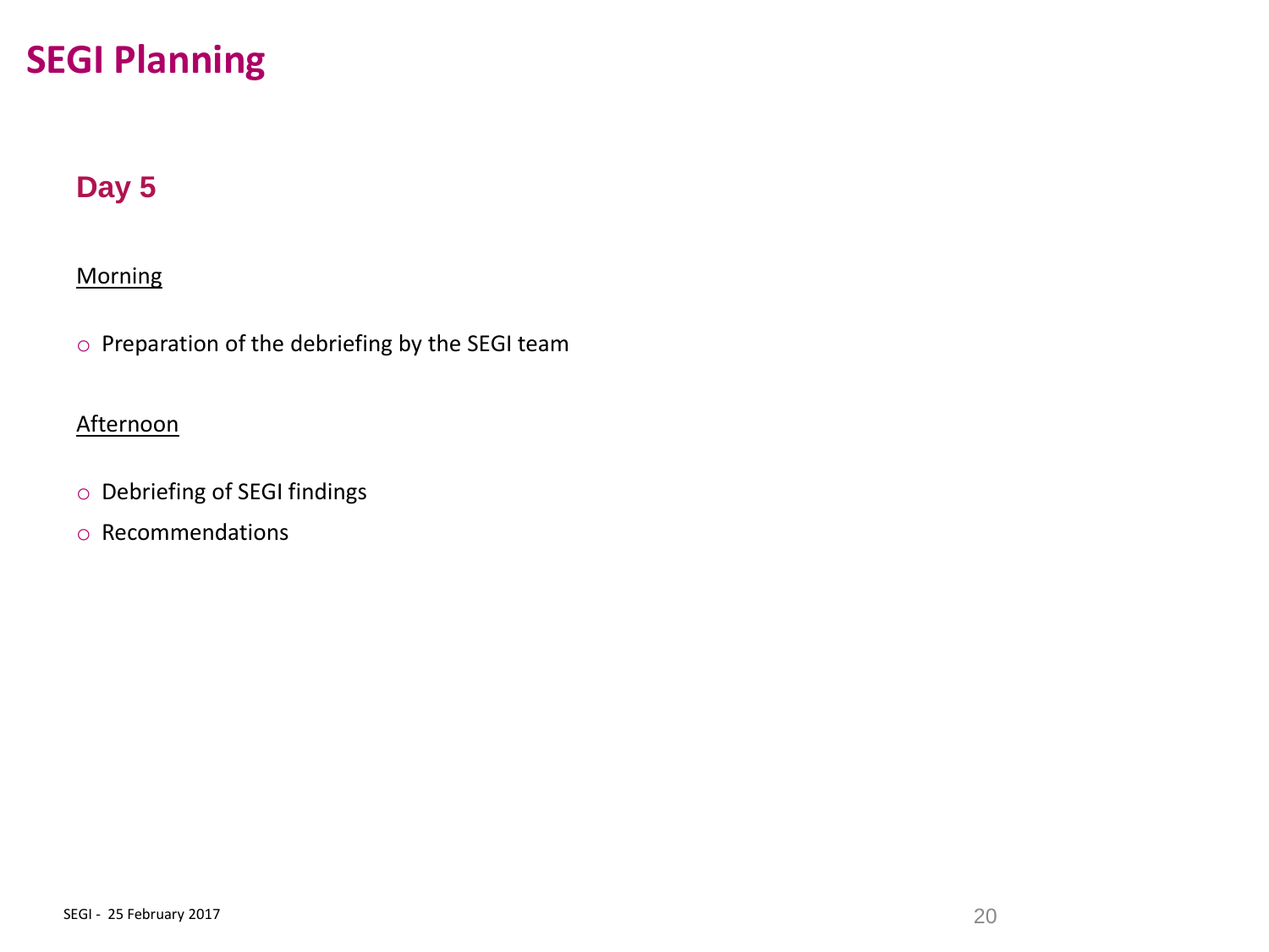# SEGI Planning

## Day 5

Morning

- Preparation of the debriefing by the SEGI team

Afternoon

- Debriefing of SEGI findings
- Recommendations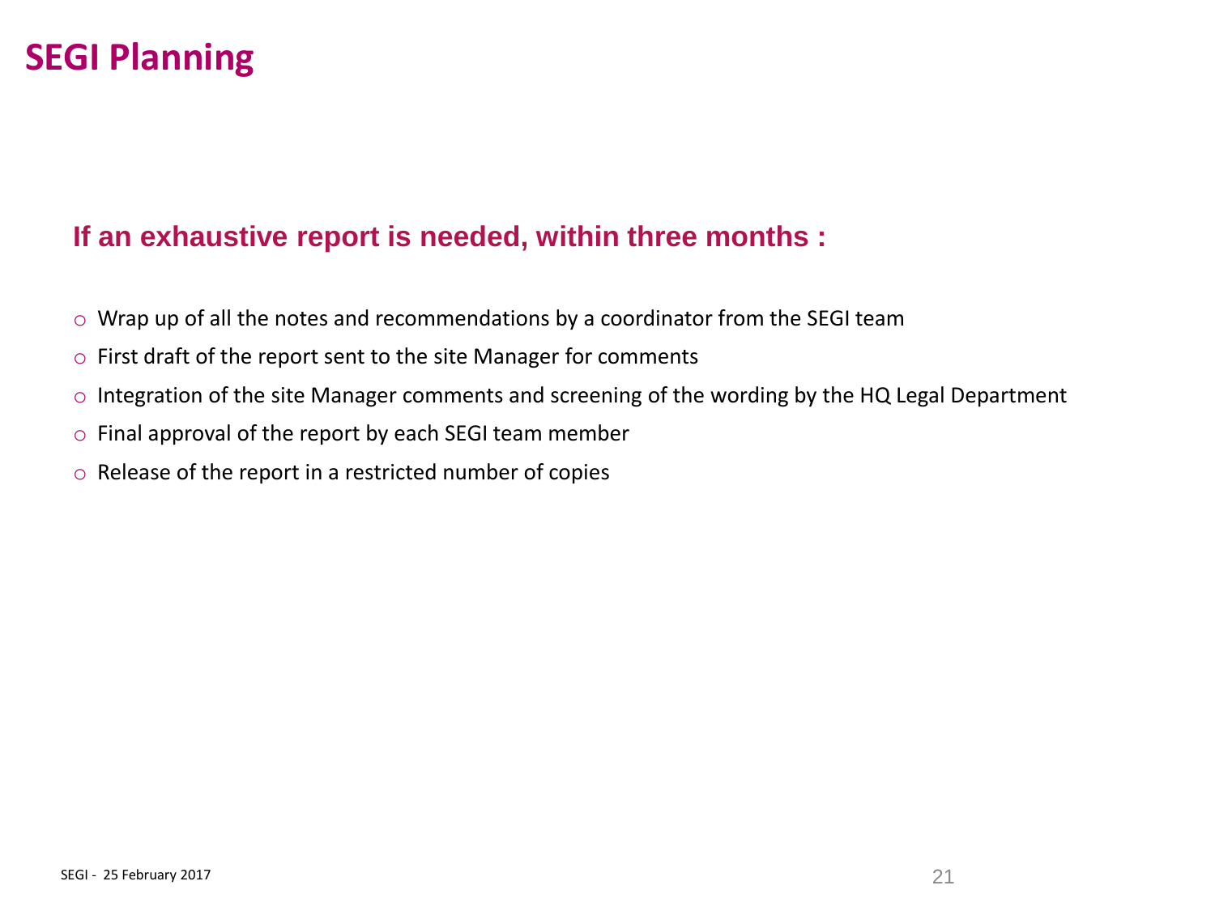# SEGI Planning

## If an exhaustive report is needed, within three months :

- Wrap up of all the notes and recommendations by a coordinator from the SEGI team
- First draft of the report sent to the site Manager for comments
- Integration of the site Manager comments and screening of the wording by the HQ Legal Department
- Final approval of the report by each SEGI team member
- Release of the report in a restricted number of copies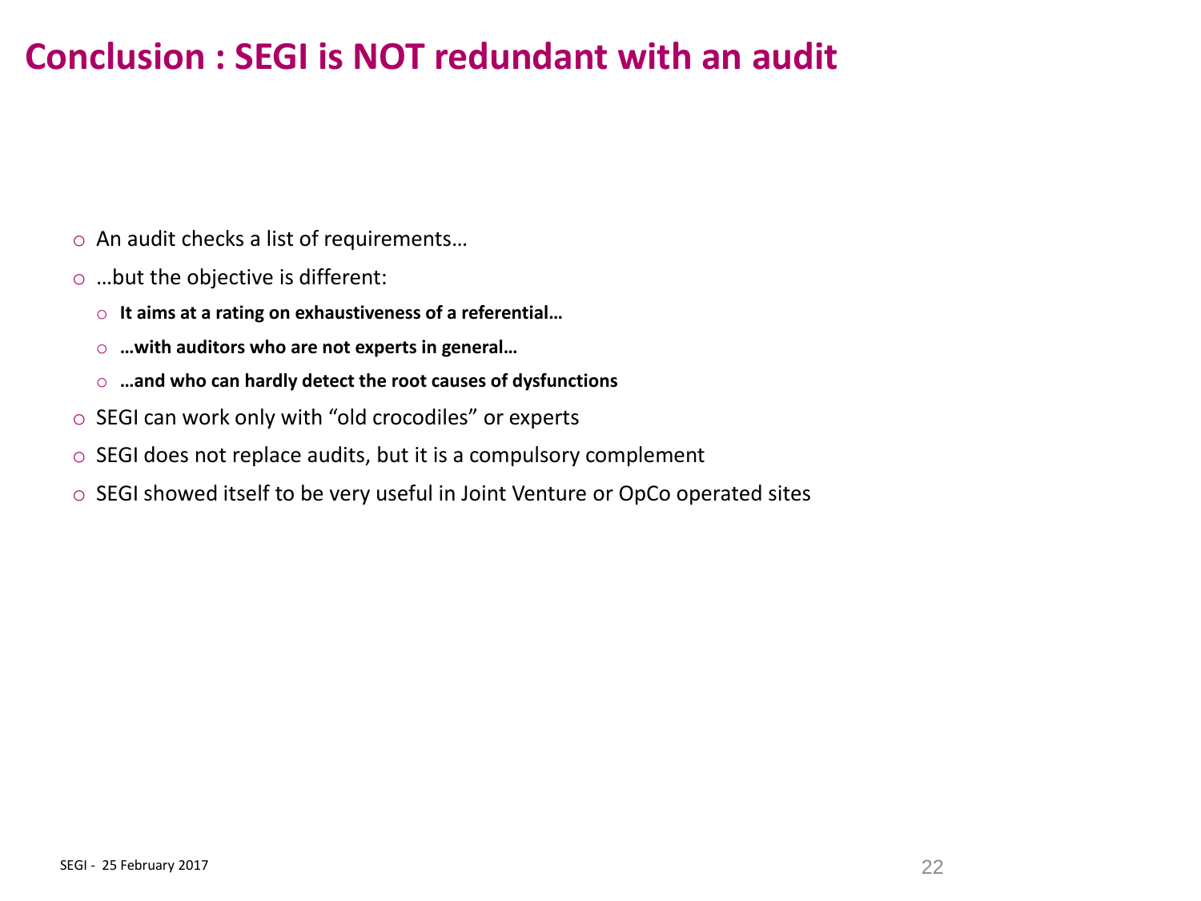# Conclusion : SEGI is NOT redundant with an audit

- An audit checks a list of requirements…
- …but the objective is different:
  - **It aims at a rating on exhaustiveness of a referential…**
  - **…with auditors who are not experts in general…**
  - **…and who can hardly detect the root causes of dysfunctions**
- SEGI can work only with "old crocodiles" or experts
- SEGI does not replace audits, but it is a compulsory complement
- SEGI showed itself to be very useful in Joint Venture or OpCo operated sites